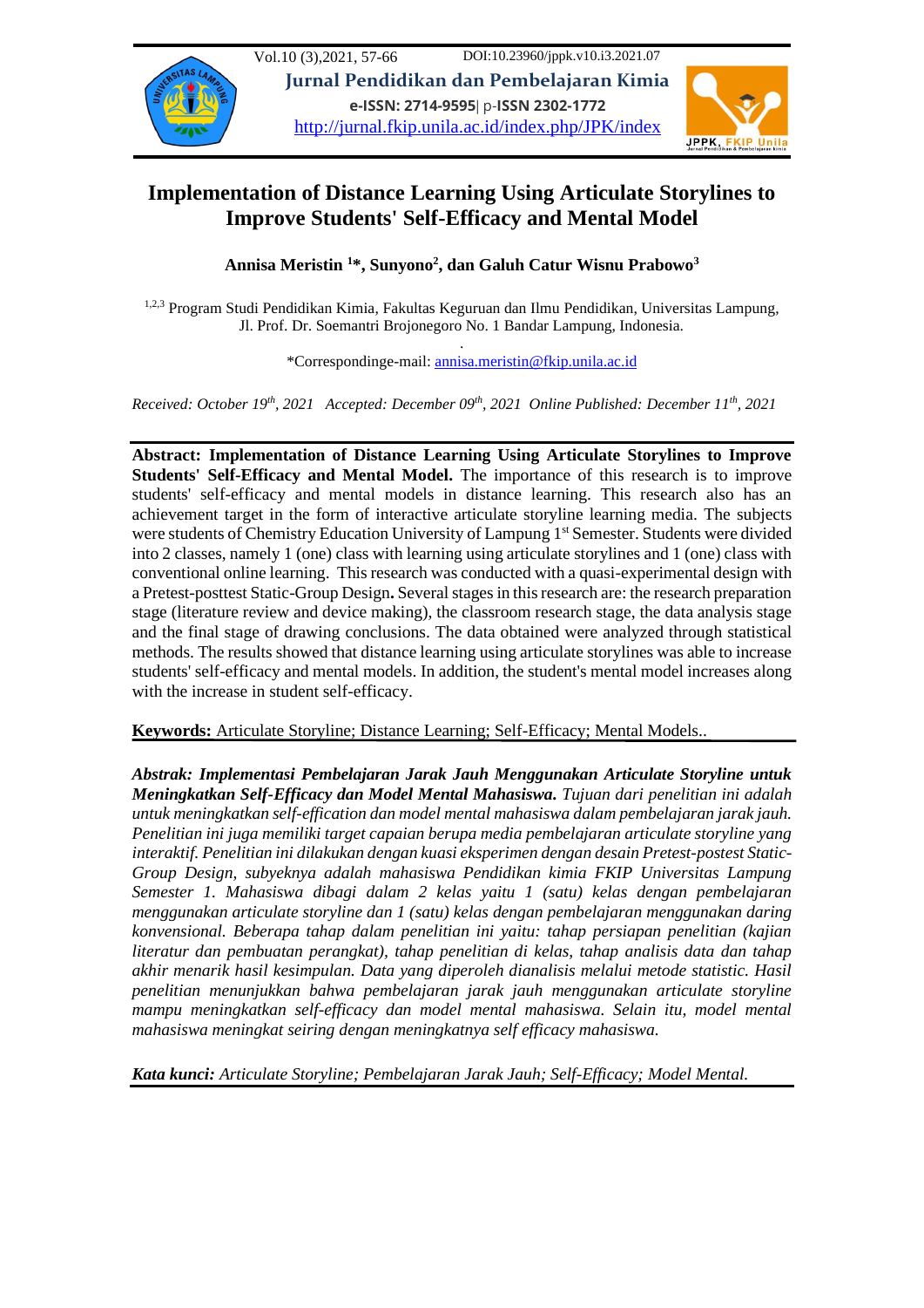# Implementation of Distance Learning Using Articulate Storylines to Improve Students' Self-Efficacy and Mental Model

**Annisa Meristin [1]*, Sunyono[2], dan Galuh Catur Wisnu Prabowo[3]**

[1,2,3] Program Studi Pendidikan Kimia, Fakultas Keguruan dan Ilmu Pendidikan, Universitas Lampung, Jl. Prof. Dr. Soemantri Brojonegoro No. 1 Bandar Lampung, Indonesia.

*Correspondinge-mail: annisa.meristin@fkip.unila.ac.id

*Received: October 19th, 2021 Accepted: December 09th, 2021 Online Published: December 11th, 2021*

**Abstract: Implementation of Distance Learning Using Articulate Storylines to Improve Students' Self-Efficacy and Mental Model.** The importance of this research is to improve students' self-efficacy and mental models in distance learning. This research also has an achievement target in the form of interactive articulate storyline learning media. The subjects were students of Chemistry Education University of Lampung 1st Semester. Students were divided into 2 classes, namely 1 (one) class with learning using articulate storylines and 1 (one) class with conventional online learning. This research was conducted with a quasi-experimental design with a Pretest-posttest Static-Group Design**.** Several stages in this research are: the research preparation stage (literature review and device making), the classroom research stage, the data analysis stage and the final stage of drawing conclusions. The data obtained were analyzed through statistical methods. The results showed that distance learning using articulate storylines was able to increase students' self-efficacy and mental models. In addition, the student's mental model increases along with the increase in student self-efficacy.

**Keywords:** Articulate Storyline; Distance Learning; Self-Efficacy; Mental Models..

***Abstrak: Implementasi Pembelajaran Jarak Jauh Menggunakan Articulate Storyline untuk Meningkatkan Self-Efficacy dan Model Mental Mahasiswa.*** *Tujuan dari penelitian ini adalah untuk meningkatkan self-effication dan model mental mahasiswa dalam pembelajaran jarak jauh. Penelitian ini juga memiliki target capaian berupa media pembelajaran articulate storyline yang interaktif. Penelitian ini dilakukan dengan kuasi eksperimen dengan desain Pretest-postest Static-Group Design, subyeknya adalah mahasiswa Pendidikan kimia FKIP Universitas Lampung Semester 1. Mahasiswa dibagi dalam 2 kelas yaitu 1 (satu) kelas dengan pembelajaran menggunakan articulate storyline dan 1 (satu) kelas dengan pembelajaran menggunakan daring konvensional. Beberapa tahap dalam penelitian ini yaitu: tahap persiapan penelitian (kajian literatur dan pembuatan perangkat), tahap penelitian di kelas, tahap analisis data dan tahap akhir menarik hasil kesimpulan. Data yang diperoleh dianalisis melalui metode statistic. Hasil penelitian menunjukkan bahwa pembelajaran jarak jauh menggunakan articulate storyline mampu meningkatkan self-efficacy dan model mental mahasiswa. Selain itu, model mental mahasiswa meningkat seiring dengan meningkatnya self efficacy mahasiswa.*

***Kata kunci:*** *Articulate Storyline; Pembelajaran Jarak Jauh; Self-Efficacy; Model Mental.*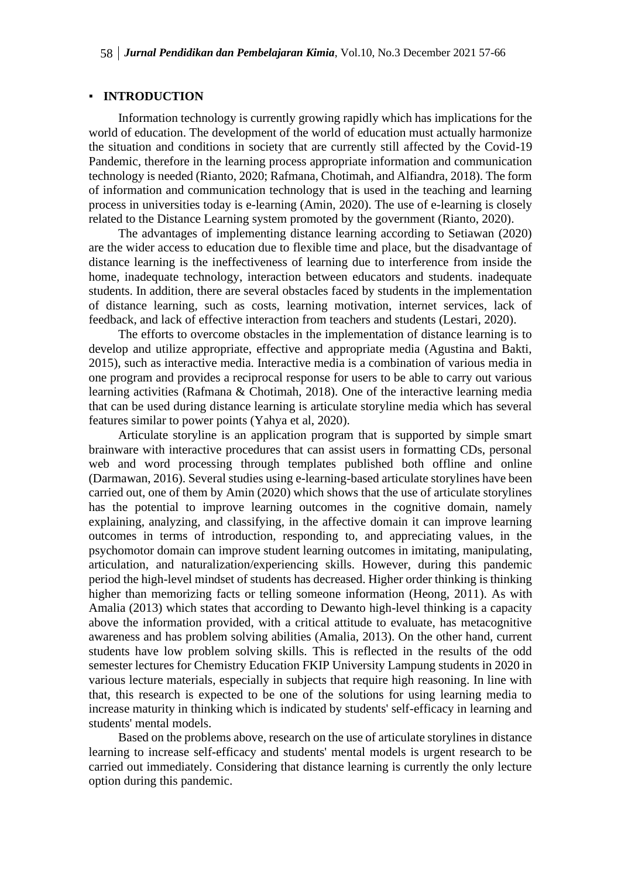## ▪ INTRODUCTION

Information technology is currently growing rapidly which has implications for the world of education. The development of the world of education must actually harmonize the situation and conditions in society that are currently still affected by the Covid-19 Pandemic, therefore in the learning process appropriate information and communication technology is needed (Rianto, 2020; Rafmana, Chotimah, and Alfiandra, 2018). The form of information and communication technology that is used in the teaching and learning process in universities today is e-learning (Amin, 2020). The use of e-learning is closely related to the Distance Learning system promoted by the government (Rianto, 2020).

The advantages of implementing distance learning according to Setiawan (2020) are the wider access to education due to flexible time and place, but the disadvantage of distance learning is the ineffectiveness of learning due to interference from inside the home, inadequate technology, interaction between educators and students. inadequate students. In addition, there are several obstacles faced by students in the implementation of distance learning, such as costs, learning motivation, internet services, lack of feedback, and lack of effective interaction from teachers and students (Lestari, 2020).

The efforts to overcome obstacles in the implementation of distance learning is to develop and utilize appropriate, effective and appropriate media (Agustina and Bakti, 2015), such as interactive media. Interactive media is a combination of various media in one program and provides a reciprocal response for users to be able to carry out various learning activities (Rafmana & Chotimah, 2018). One of the interactive learning media that can be used during distance learning is articulate storyline media which has several features similar to power points (Yahya et al, 2020).

Articulate storyline is an application program that is supported by simple smart brainware with interactive procedures that can assist users in formatting CDs, personal web and word processing through templates published both offline and online (Darmawan, 2016). Several studies using e-learning-based articulate storylines have been carried out, one of them by Amin (2020) which shows that the use of articulate storylines has the potential to improve learning outcomes in the cognitive domain, namely explaining, analyzing, and classifying, in the affective domain it can improve learning outcomes in terms of introduction, responding to, and appreciating values, in the psychomotor domain can improve student learning outcomes in imitating, manipulating, articulation, and naturalization/experiencing skills. However, during this pandemic period the high-level mindset of students has decreased. Higher order thinking is thinking higher than memorizing facts or telling someone information (Heong, 2011). As with Amalia (2013) which states that according to Dewanto high-level thinking is a capacity above the information provided, with a critical attitude to evaluate, has metacognitive awareness and has problem solving abilities (Amalia, 2013). On the other hand, current students have low problem solving skills. This is reflected in the results of the odd semester lectures for Chemistry Education FKIP University Lampung students in 2020 in various lecture materials, especially in subjects that require high reasoning. In line with that, this research is expected to be one of the solutions for using learning media to increase maturity in thinking which is indicated by students' self-efficacy in learning and students' mental models.

Based on the problems above, research on the use of articulate storylines in distance learning to increase self-efficacy and students' mental models is urgent research to be carried out immediately. Considering that distance learning is currently the only lecture option during this pandemic.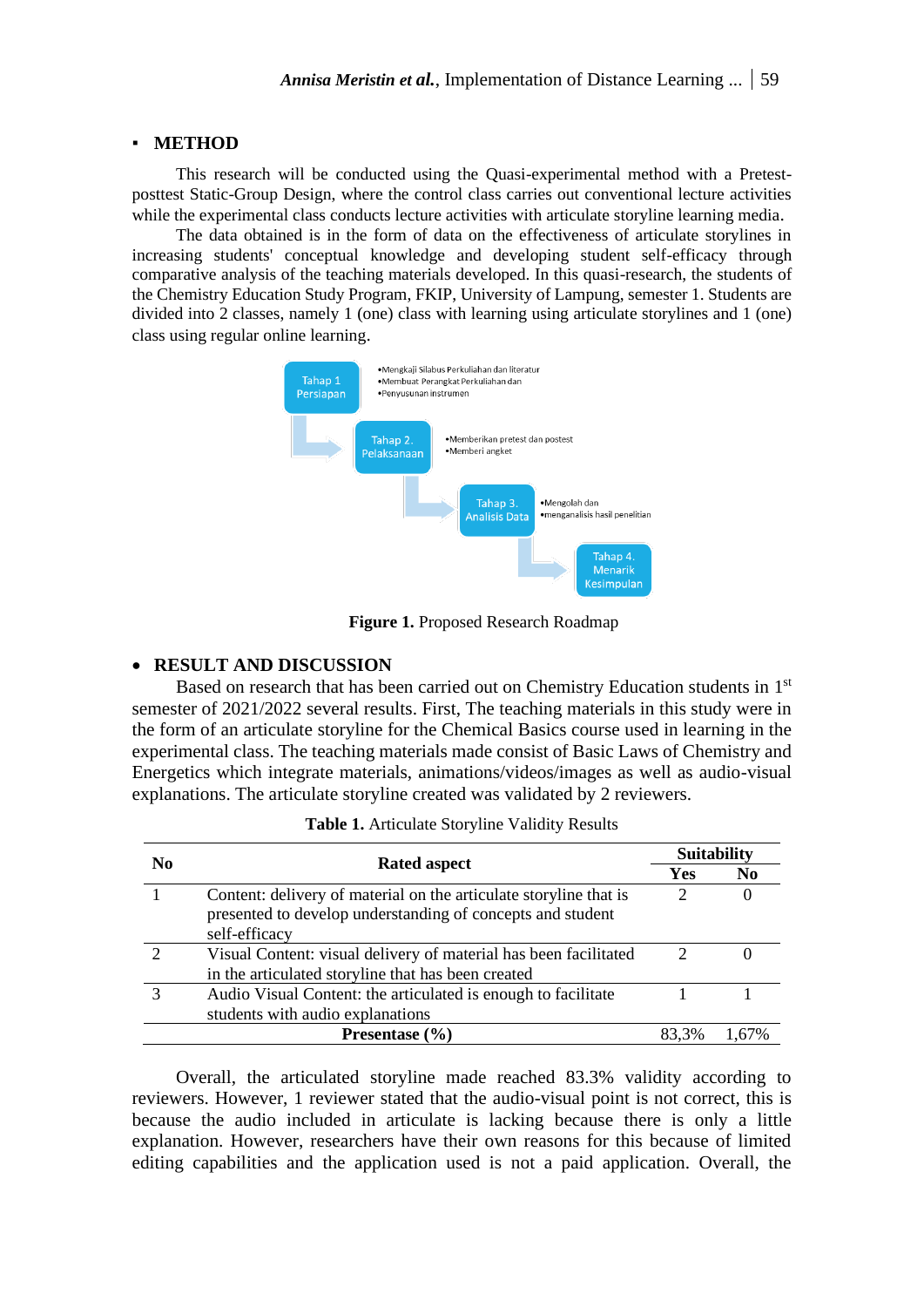## ▪ METHOD

This research will be conducted using the Quasi-experimental method with a Pretest-posttest Static-Group Design, where the control class carries out conventional lecture activities while the experimental class conducts lecture activities with articulate storyline learning media.

The data obtained is in the form of data on the effectiveness of articulate storylines in increasing students' conceptual knowledge and developing student self-efficacy through comparative analysis of the teaching materials developed. In this quasi-research, the students of the Chemistry Education Study Program, FKIP, University of Lampung, semester 1. Students are divided into 2 classes, namely 1 (one) class with learning using articulate storylines and 1 (one) class using regular online learning.

Tahap 1 Persiapan
- Mengkaji Silabus Perkuliahan dan literatur
- Membuat Perangkat Perkuliahan dan
- Penyusunan instrumen

Tahap 2. Pelaksanaan
- Memberikan pretest dan postest
- Memberi angket

Tahap 3. Analisis Data
- Mengolah dan
- menganalisis hasil penelitian

Tahap 4. Menarik Kesimpulan

**Figure 1.** Proposed Research Roadmap

## • RESULT AND DISCUSSION

Based on research that has been carried out on Chemistry Education students in 1st semester of 2021/2022 several results. First, The teaching materials in this study were in the form of an articulate storyline for the Chemical Basics course used in learning in the experimental class. The teaching materials made consist of Basic Laws of Chemistry and Energetics which integrate materials, animations/videos/images as well as audio-visual explanations. The articulate storyline created was validated by 2 reviewers.

**Table 1.** Articulate Storyline Validity Results

| No | Rated aspect | Suitability | |
|---|---|---|---|
| | | Yes | No |
| 1 | Content: delivery of material on the articulate storyline that is presented to develop understanding of concepts and student self-efficacy | 2 | 0 |
| 2 | Visual Content: visual delivery of material has been facilitated in the articulated storyline that has been created | 2 | 0 |
| 3 | Audio Visual Content: the articulated is enough to facilitate students with audio explanations | 1 | 1 |
| | **Presentase (%)** | 83,3% | 1,67% |

Overall, the articulated storyline made reached 83.3% validity according to reviewers. However, 1 reviewer stated that the audio-visual point is not correct, this is because the audio included in articulate is lacking because there is only a little explanation. However, researchers have their own reasons for this because of limited editing capabilities and the application used is not a paid application. Overall, the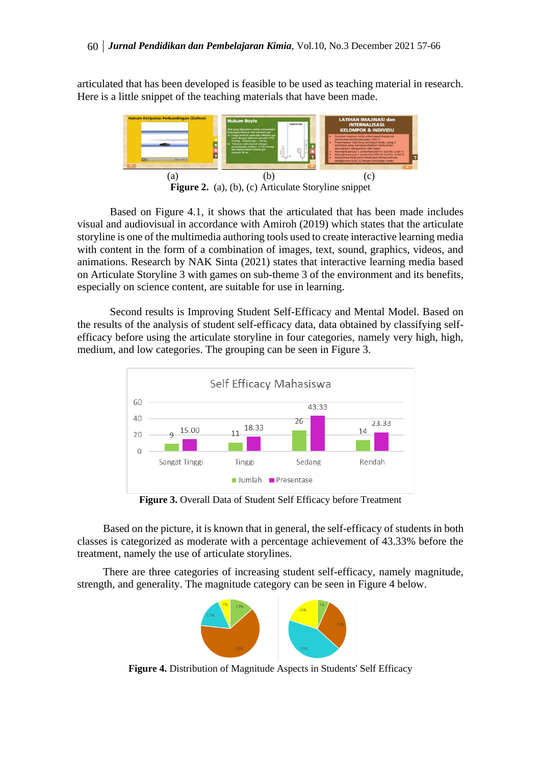articulated that has been developed is feasible to be used as teaching material in research. Here is a little snippet of the teaching materials that have been made.

(a) (b) (c)

**Figure 2.** (a), (b), (c) Articulate Storyline snippet

Based on Figure 4.1, it shows that the articulated that has been made includes visual and audiovisual in accordance with Amiroh (2019) which states that the articulate storyline is one of the multimedia authoring tools used to create interactive learning media with content in the form of a combination of images, text, sound, graphics, videos, and animations. Research by NAK Sinta (2021) states that interactive learning media based on Articulate Storyline 3 with games on sub-theme 3 of the environment and its benefits, especially on science content, are suitable for use in learning.

Second results is Improving Student Self-Efficacy and Mental Model. Based on the results of the analysis of student self-efficacy data, data obtained by classifying self-efficacy before using the articulate storyline in four categories, namely very high, high, medium, and low categories. The grouping can be seen in Figure 3.

**Figure 3.** Overall Data of Student Self Efficacy before Treatment

Based on the picture, it is known that in general, the self-efficacy of students in both classes is categorized as moderate with a percentage achievement of 43.33% before the treatment, namely the use of articulate storylines.

There are three categories of increasing student self-efficacy, namely magnitude, strength, and generality. The magnitude category can be seen in Figure 4 below.

**Figure 4.** Distribution of Magnitude Aspects in Students' Self Efficacy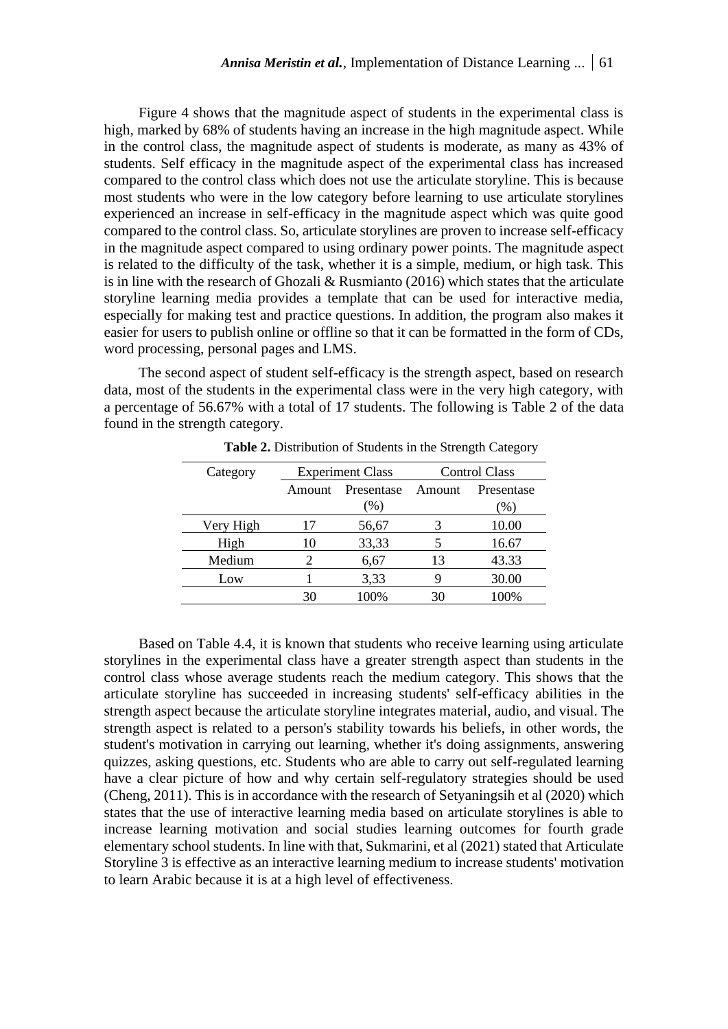Figure 4 shows that the magnitude aspect of students in the experimental class is high, marked by 68% of students having an increase in the high magnitude aspect. While in the control class, the magnitude aspect of students is moderate, as many as 43% of students. Self efficacy in the magnitude aspect of the experimental class has increased compared to the control class which does not use the articulate storyline. This is because most students who were in the low category before learning to use articulate storylines experienced an increase in self-efficacy in the magnitude aspect which was quite good compared to the control class. So, articulate storylines are proven to increase self-efficacy in the magnitude aspect compared to using ordinary power points. The magnitude aspect is related to the difficulty of the task, whether it is a simple, medium, or high task. This is in line with the research of Ghozali & Rusmianto (2016) which states that the articulate storyline learning media provides a template that can be used for interactive media, especially for making test and practice questions. In addition, the program also makes it easier for users to publish online or offline so that it can be formatted in the form of CDs, word processing, personal pages and LMS.

The second aspect of student self-efficacy is the strength aspect, based on research data, most of the students in the experimental class were in the very high category, with a percentage of 56.67% with a total of 17 students. The following is Table 2 of the data found in the strength category.

**Table 2.** Distribution of Students in the Strength Category

| Category | Experiment Class | | Control Class | |
|---|---|---|---|---|
| | Amount | Presentase (%) | Amount | Presentase (%) |
| Very High | 17 | 56,67 | 3 | 10.00 |
| High | 10 | 33,33 | 5 | 16.67 |
| Medium | 2 | 6,67 | 13 | 43.33 |
| Low | 1 | 3,33 | 9 | 30.00 |
| | 30 | 100% | 30 | 100% |

Based on Table 4.4, it is known that students who receive learning using articulate storylines in the experimental class have a greater strength aspect than students in the control class whose average students reach the medium category. This shows that the articulate storyline has succeeded in increasing students' self-efficacy abilities in the strength aspect because the articulate storyline integrates material, audio, and visual. The strength aspect is related to a person's stability towards his beliefs, in other words, the student's motivation in carrying out learning, whether it's doing assignments, answering quizzes, asking questions, etc. Students who are able to carry out self-regulated learning have a clear picture of how and why certain self-regulatory strategies should be used (Cheng, 2011). This is in accordance with the research of Setyaningsih et al (2020) which states that the use of interactive learning media based on articulate storylines is able to increase learning motivation and social studies learning outcomes for fourth grade elementary school students. In line with that, Sukmarini, et al (2021) stated that Articulate Storyline 3 is effective as an interactive learning medium to increase students' motivation to learn Arabic because it is at a high level of effectiveness.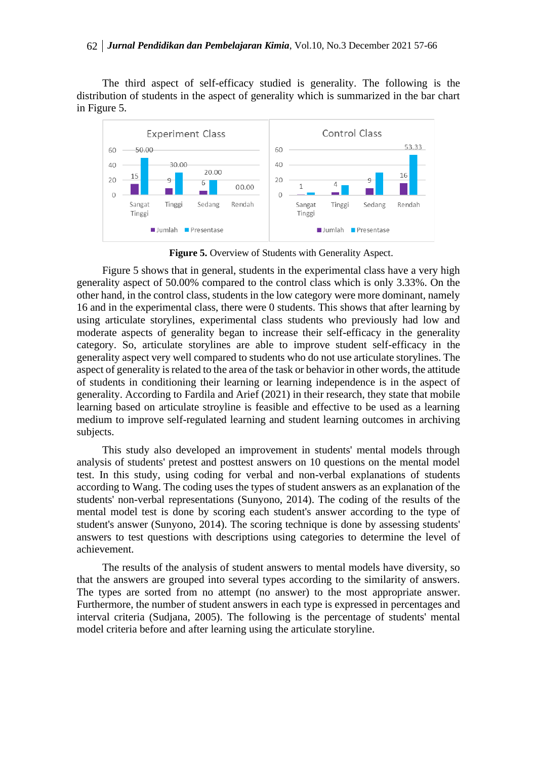The third aspect of self-efficacy studied is generality. The following is the distribution of students in the aspect of generality which is summarized in the bar chart in Figure 5.

**Figure 5.** Overview of Students with Generality Aspect.

Figure 5 shows that in general, students in the experimental class have a very high generality aspect of 50.00% compared to the control class which is only 3.33%. On the other hand, in the control class, students in the low category were more dominant, namely 16 and in the experimental class, there were 0 students. This shows that after learning by using articulate storylines, experimental class students who previously had low and moderate aspects of generality began to increase their self-efficacy in the generality category. So, articulate storylines are able to improve student self-efficacy in the generality aspect very well compared to students who do not use articulate storylines. The aspect of generality is related to the area of the task or behavior in other words, the attitude of students in conditioning their learning or learning independence is in the aspect of generality. According to Fardila and Arief (2021) in their research, they state that mobile learning based on articulate stroyline is feasible and effective to be used as a learning medium to improve self-regulated learning and student learning outcomes in archiving subjects.

This study also developed an improvement in students' mental models through analysis of students' pretest and posttest answers on 10 questions on the mental model test. In this study, using coding for verbal and non-verbal explanations of students according to Wang. The coding uses the types of student answers as an explanation of the students' non-verbal representations (Sunyono, 2014). The coding of the results of the mental model test is done by scoring each student's answer according to the type of student's answer (Sunyono, 2014). The scoring technique is done by assessing students' answers to test questions with descriptions using categories to determine the level of achievement.

The results of the analysis of student answers to mental models have diversity, so that the answers are grouped into several types according to the similarity of answers. The types are sorted from no attempt (no answer) to the most appropriate answer. Furthermore, the number of student answers in each type is expressed in percentages and interval criteria (Sudjana, 2005). The following is the percentage of students' mental model criteria before and after learning using the articulate storyline.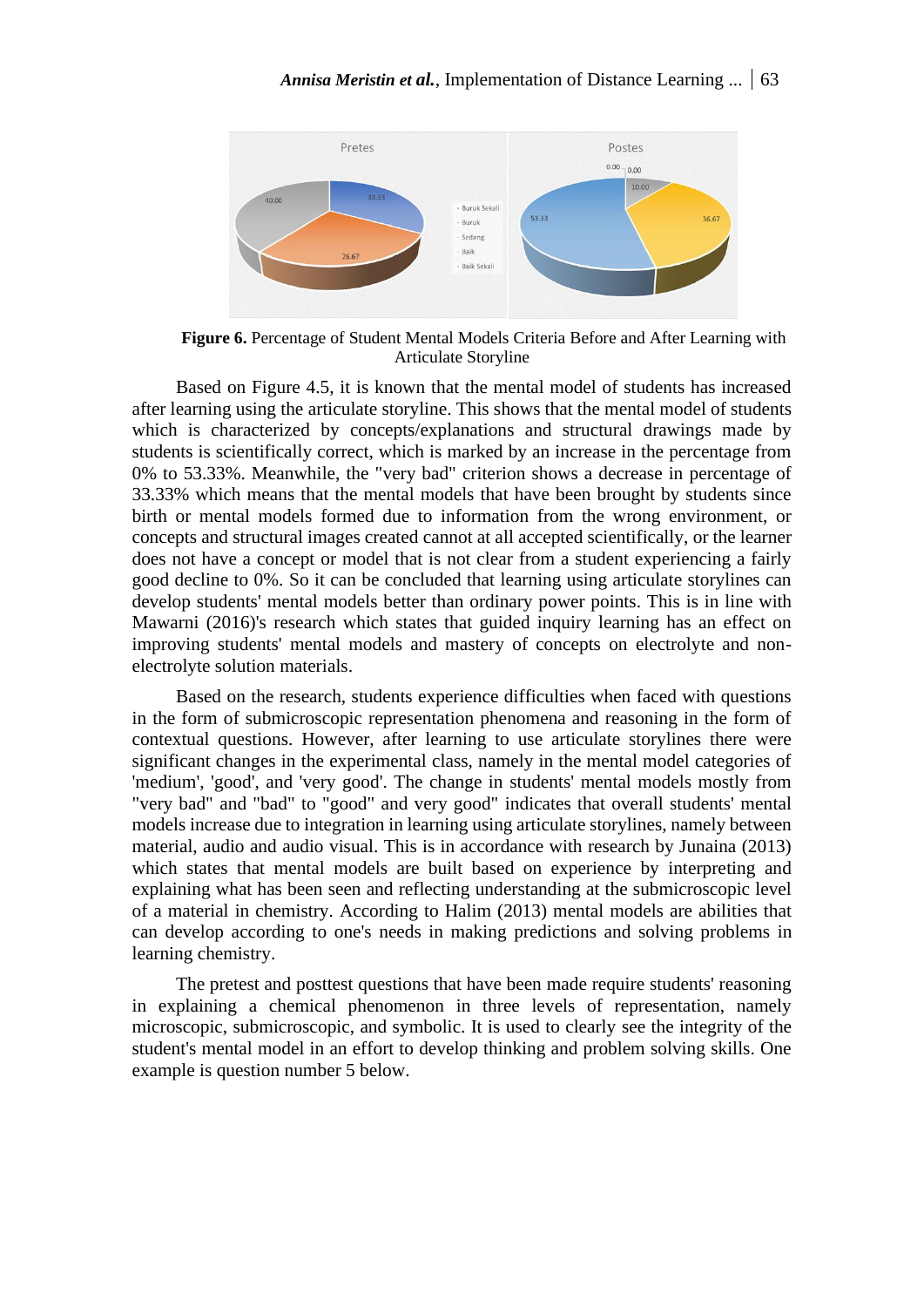**Figure 6.** Percentage of Student Mental Models Criteria Before and After Learning with Articulate Storyline

Based on Figure 4.5, it is known that the mental model of students has increased after learning using the articulate storyline. This shows that the mental model of students which is characterized by concepts/explanations and structural drawings made by students is scientifically correct, which is marked by an increase in the percentage from 0% to 53.33%. Meanwhile, the "very bad" criterion shows a decrease in percentage of 33.33% which means that the mental models that have been brought by students since birth or mental models formed due to information from the wrong environment, or concepts and structural images created cannot at all accepted scientifically, or the learner does not have a concept or model that is not clear from a student experiencing a fairly good decline to 0%. So it can be concluded that learning using articulate storylines can develop students' mental models better than ordinary power points. This is in line with Mawarni (2016)'s research which states that guided inquiry learning has an effect on improving students' mental models and mastery of concepts on electrolyte and non-electrolyte solution materials.

Based on the research, students experience difficulties when faced with questions in the form of submicroscopic representation phenomena and reasoning in the form of contextual questions. However, after learning to use articulate storylines there were significant changes in the experimental class, namely in the mental model categories of 'medium', 'good', and 'very good'. The change in students' mental models mostly from "very bad" and "bad" to "good" and very good" indicates that overall students' mental models increase due to integration in learning using articulate storylines, namely between material, audio and audio visual. This is in accordance with research by Junaina (2013) which states that mental models are built based on experience by interpreting and explaining what has been seen and reflecting understanding at the submicroscopic level of a material in chemistry. According to Halim (2013) mental models are abilities that can develop according to one's needs in making predictions and solving problems in learning chemistry.

The pretest and posttest questions that have been made require students' reasoning in explaining a chemical phenomenon in three levels of representation, namely microscopic, submicroscopic, and symbolic. It is used to clearly see the integrity of the student's mental model in an effort to develop thinking and problem solving skills. One example is question number 5 below.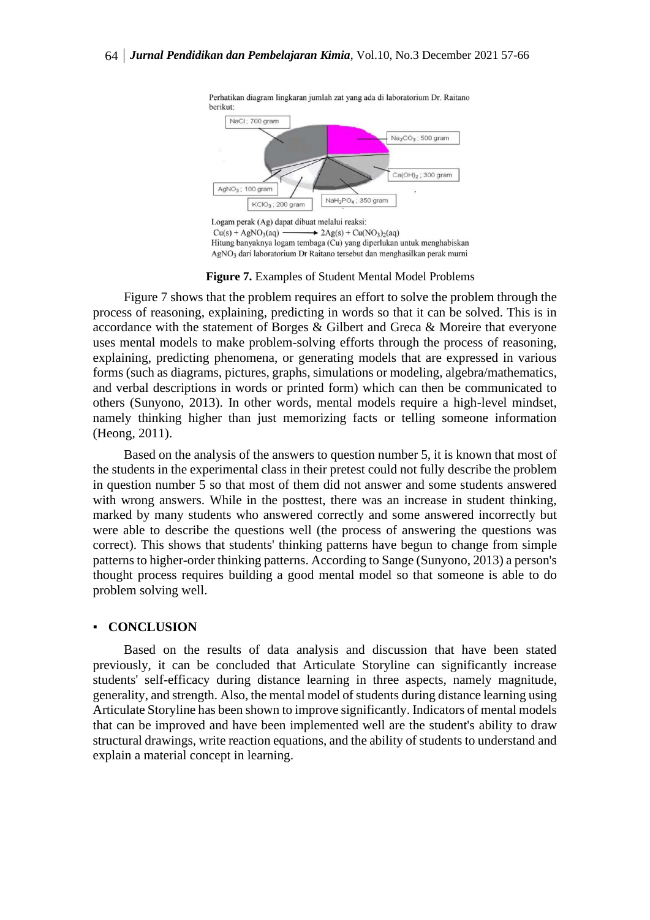Perhatikan diagram lingkaran jumlah zat yang ada di laboratorium Dr. Raitano berikut:

NaCl ; 700 gram

$Na_2CO_3$ ; 500 gram

$Ca(OH)_2$ ; 300 gram

$AgNO_3$ ; 100 gram

$KClO_3$ ; 200 gram

$NaH_2PO_4$ ; 350 gram

Logam perak (Ag) dapat dibuat melalui reaksi:

$$Cu(s) + AgNO_3(aq) \longrightarrow 2Ag(s) + Cu(NO_3)_2(aq)$$

Hitung banyaknya logam tembaga (Cu) yang diperlukan untuk menghabiskan $AgNO_3$ dari laboratorium Dr Raitano tersebut dan menghasilkan perak murni

**Figure 7.** Examples of Student Mental Model Problems

Figure 7 shows that the problem requires an effort to solve the problem through the process of reasoning, explaining, predicting in words so that it can be solved. This is in accordance with the statement of Borges & Gilbert and Greca & Moreire that everyone uses mental models to make problem-solving efforts through the process of reasoning, explaining, predicting phenomena, or generating models that are expressed in various forms (such as diagrams, pictures, graphs, simulations or modeling, algebra/mathematics, and verbal descriptions in words or printed form) which can then be communicated to others (Sunyono, 2013). In other words, mental models require a high-level mindset, namely thinking higher than just memorizing facts or telling someone information (Heong, 2011).

Based on the analysis of the answers to question number 5, it is known that most of the students in the experimental class in their pretest could not fully describe the problem in question number 5 so that most of them did not answer and some students answered with wrong answers. While in the posttest, there was an increase in student thinking, marked by many students who answered correctly and some answered incorrectly but were able to describe the questions well (the process of answering the questions was correct). This shows that students' thinking patterns have begun to change from simple patterns to higher-order thinking patterns. According to Sange (Sunyono, 2013) a person's thought process requires building a good mental model so that someone is able to do problem solving well.

## CONCLUSION

Based on the results of data analysis and discussion that have been stated previously, it can be concluded that Articulate Storyline can significantly increase students' self-efficacy during distance learning in three aspects, namely magnitude, generality, and strength. Also, the mental model of students during distance learning using Articulate Storyline has been shown to improve significantly. Indicators of mental models that can be improved and have been implemented well are the student's ability to draw structural drawings, write reaction equations, and the ability of students to understand and explain a material concept in learning.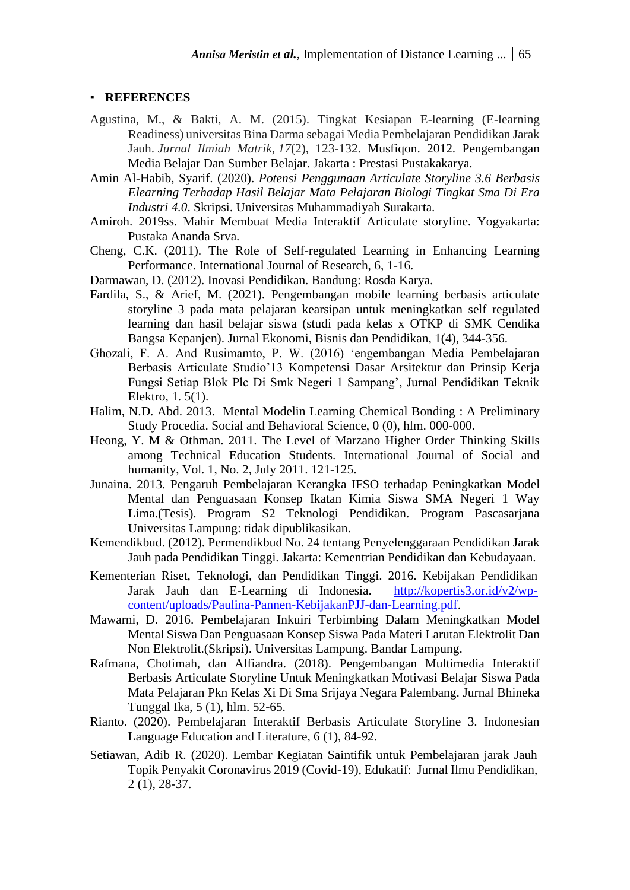## ▪ REFERENCES

Agustina, M., & Bakti, A. M. (2015). Tingkat Kesiapan E-learning (E-learning Readiness) universitas Bina Darma sebagai Media Pembelajaran Pendidikan Jarak Jauh. *Jurnal Ilmiah Matrik*, *17*(2), 123-132. Musfiqon. 2012. Pengembangan Media Belajar Dan Sumber Belajar. Jakarta : Prestasi Pustakakarya.

Amin Al-Habib, Syarif. (2020). *Potensi Penggunaan Articulate Storyline 3.6 Berbasis Elearning Terhadap Hasil Belajar Mata Pelajaran Biologi Tingkat Sma Di Era Industri 4.0*. Skripsi. Universitas Muhammadiyah Surakarta.

Amiroh. 2019ss. Mahir Membuat Media Interaktif Articulate storyline. Yogyakarta: Pustaka Ananda Srva.

Cheng, C.K. (2011). The Role of Self-regulated Learning in Enhancing Learning Performance. International Journal of Research, 6, 1-16.

Darmawan, D. (2012). Inovasi Pendidikan. Bandung: Rosda Karya.

Fardila, S., & Arief, M. (2021). Pengembangan mobile learning berbasis articulate storyline 3 pada mata pelajaran kearsipan untuk meningkatkan self regulated learning dan hasil belajar siswa (studi pada kelas x OTKP di SMK Cendika Bangsa Kepanjen). Jurnal Ekonomi, Bisnis dan Pendidikan, 1(4), 344-356.

Ghozali, F. A. And Rusimamto, P. W. (2016) 'engembangan Media Pembelajaran Berbasis Articulate Studio'13 Kompetensi Dasar Arsitektur dan Prinsip Kerja Fungsi Setiap Blok Plc Di Smk Negeri 1 Sampang', Jurnal Pendidikan Teknik Elektro, 1. 5(1).

Halim, N.D. Abd. 2013. Mental Modelin Learning Chemical Bonding : A Preliminary Study Procedia. Social and Behavioral Science, 0 (0), hlm. 000-000.

Heong, Y. M & Othman. 2011. The Level of Marzano Higher Order Thinking Skills among Technical Education Students. International Journal of Social and humanity, Vol. 1, No. 2, July 2011. 121-125.

Junaina. 2013. Pengaruh Pembelajaran Kerangka IFSO terhadap Peningkatkan Model Mental dan Penguasaan Konsep Ikatan Kimia Siswa SMA Negeri 1 Way Lima.(Tesis). Program S2 Teknologi Pendidikan. Program Pascasarjana Universitas Lampung: tidak dipublikasikan.

Kemendikbud. (2012). Permendikbud No. 24 tentang Penyelenggaraan Pendidikan Jarak Jauh pada Pendidikan Tinggi. Jakarta: Kementrian Pendidikan dan Kebudayaan.

Kementerian Riset, Teknologi, dan Pendidikan Tinggi. 2016. Kebijakan Pendidikan Jarak Jauh dan E-Learning di Indonesia. http://kopertis3.or.id/v2/wp-content/uploads/Paulina-Pannen-KebijakanPJJ-dan-Learning.pdf.

Mawarni, D. 2016. Pembelajaran Inkuiri Terbimbing Dalam Meningkatkan Model Mental Siswa Dan Penguasaan Konsep Siswa Pada Materi Larutan Elektrolit Dan Non Elektrolit.(Skripsi). Universitas Lampung. Bandar Lampung.

Rafmana, Chotimah, dan Alfiandra. (2018). Pengembangan Multimedia Interaktif Berbasis Articulate Storyline Untuk Meningkatkan Motivasi Belajar Siswa Pada Mata Pelajaran Pkn Kelas Xi Di Sma Srijaya Negara Palembang. Jurnal Bhineka Tunggal Ika, 5 (1), hlm. 52-65.

Rianto. (2020). Pembelajaran Interaktif Berbasis Articulate Storyline 3. Indonesian Language Education and Literature, 6 (1), 84-92.

Setiawan, Adib R. (2020). Lembar Kegiatan Saintifik untuk Pembelajaran jarak Jauh Topik Penyakit Coronavirus 2019 (Covid-19), Edukatif: Jurnal Ilmu Pendidikan, 2 (1), 28-37.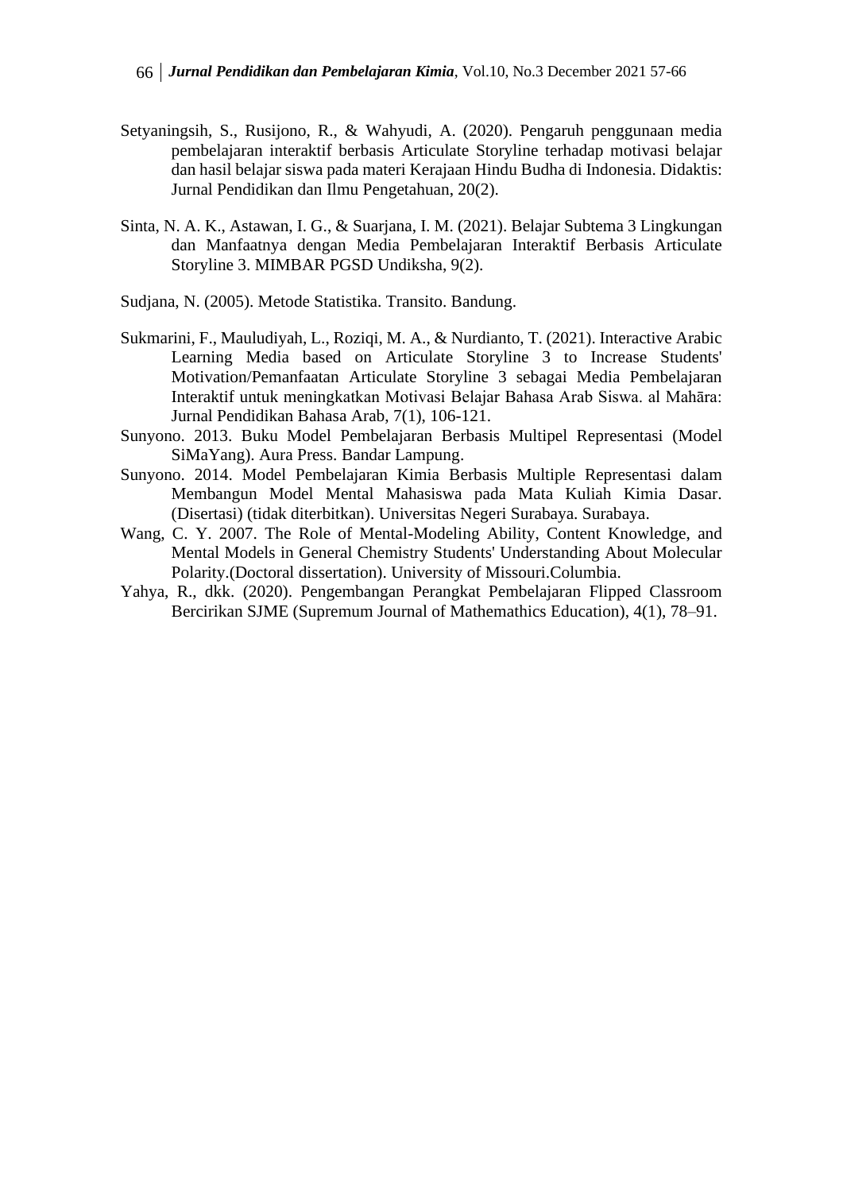Setyaningsih, S., Rusijono, R., & Wahyudi, A. (2020). Pengaruh penggunaan media pembelajaran interaktif berbasis Articulate Storyline terhadap motivasi belajar dan hasil belajar siswa pada materi Kerajaan Hindu Budha di Indonesia. Didaktis: Jurnal Pendidikan dan Ilmu Pengetahuan, 20(2).

Sinta, N. A. K., Astawan, I. G., & Suarjana, I. M. (2021). Belajar Subtema 3 Lingkungan dan Manfaatnya dengan Media Pembelajaran Interaktif Berbasis Articulate Storyline 3. MIMBAR PGSD Undiksha, 9(2).

Sudjana, N. (2005). Metode Statistika. Transito. Bandung.

Sukmarini, F., Mauludiyah, L., Roziqi, M. A., & Nurdianto, T. (2021). Interactive Arabic Learning Media based on Articulate Storyline 3 to Increase Students' Motivation/Pemanfaatan Articulate Storyline 3 sebagai Media Pembelajaran Interaktif untuk meningkatkan Motivasi Belajar Bahasa Arab Siswa. al Mahāra: Jurnal Pendidikan Bahasa Arab, 7(1), 106-121.

Sunyono. 2013. Buku Model Pembelajaran Berbasis Multipel Representasi (Model SiMaYang). Aura Press. Bandar Lampung.

Sunyono. 2014. Model Pembelajaran Kimia Berbasis Multiple Representasi dalam Membangun Model Mental Mahasiswa pada Mata Kuliah Kimia Dasar. (Disertasi) (tidak diterbitkan). Universitas Negeri Surabaya. Surabaya.

Wang, C. Y. 2007. The Role of Mental-Modeling Ability, Content Knowledge, and Mental Models in General Chemistry Students' Understanding About Molecular Polarity.(Doctoral dissertation). University of Missouri.Columbia.

Yahya, R., dkk. (2020). Pengembangan Perangkat Pembelajaran Flipped Classroom Bercirikan SJME (Supremum Journal of Mathemathics Education), 4(1), 78–91.